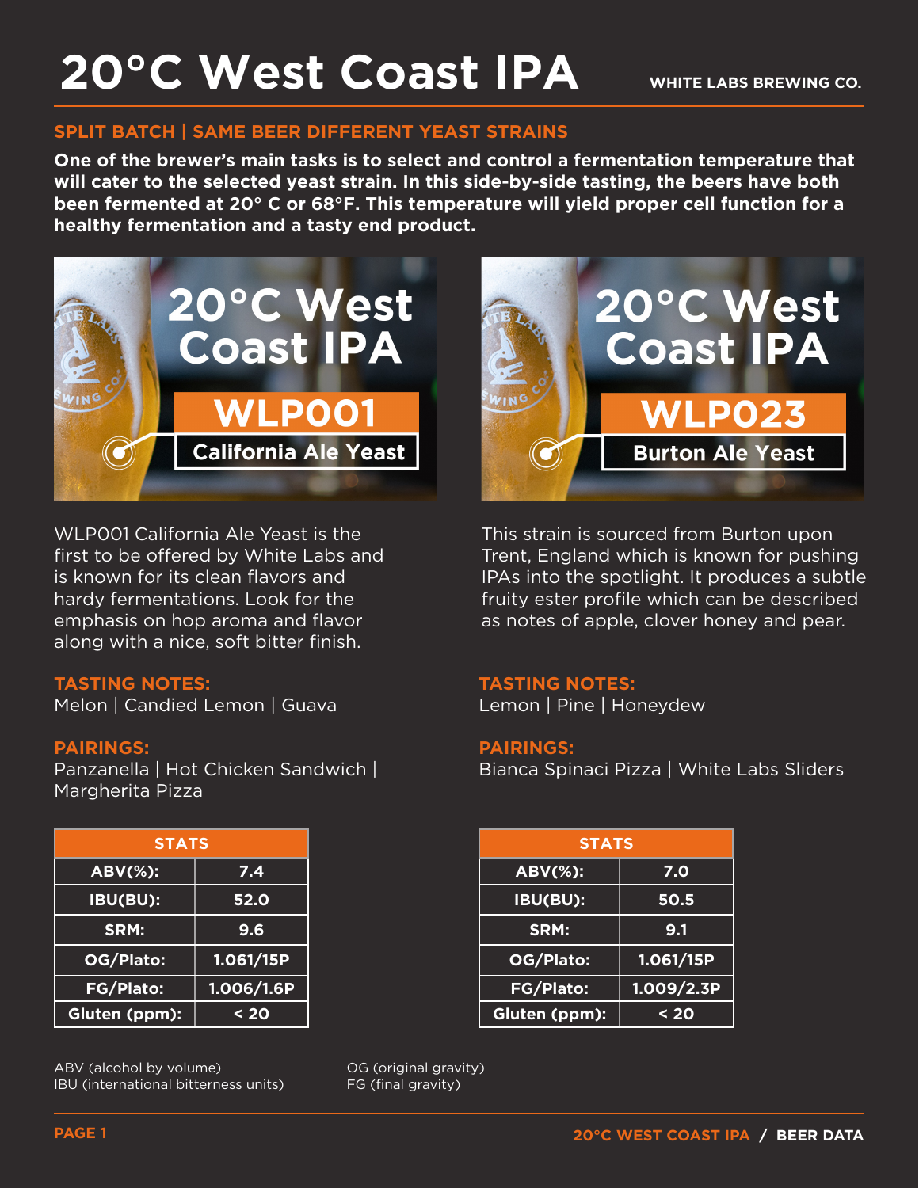# 20°C West Coast IPA

WHITE LABS BREWING CO.

## SPLIT BATCH | SAME BEER DIFFERENT YEAST STRAINS

**One of the brewer's main tasks is to select and control a fermentation temperature that will cater to the selected yeast strain. In this side-by-side tasting, the beers have both been fermented at 20° C or 68°F. This temperature will yield proper cell function for a healthy fermentation and a tasty end product.**

## 20°C West Coast IPA – WLP001 California Ale Yeast

WLP001 California Ale Yeast is the first to be offered by White Labs and is known for its clean flavors and hardy fermentations. Look for the emphasis on hop aroma and flavor along with a nice, soft bitter finish.

**TASTING NOTES:**
Melon | Candied Lemon | Guava

**PAIRINGS:**
Panzanella | Hot Chicken Sandwich | Margherita Pizza

| STATS | |
|---|---|
| ABV(%): | 7.4 |
| IBU(BU): | 52.0 |
| SRM: | 9.6 |
| OG/Plato: | 1.061/15P |
| FG/Plato: | 1.006/1.6P |
| Gluten (ppm): | < 20 |

## 20°C West Coast IPA – WLP023 Burton Ale Yeast

This strain is sourced from Burton upon Trent, England which is known for pushing IPAs into the spotlight. It produces a subtle fruity ester profile which can be described as notes of apple, clover honey and pear.

**TASTING NOTES:**
Lemon | Pine | Honeydew

**PAIRINGS:**
Bianca Spinaci Pizza | White Labs Sliders

| STATS | |
|---|---|
| ABV(%): | 7.0 |
| IBU(BU): | 50.5 |
| SRM: | 9.1 |
| OG/Plato: | 1.061/15P |
| FG/Plato: | 1.009/2.3P |
| Gluten (ppm): | < 20 |

ABV (alcohol by volume)
IBU (international bitterness units)
OG (original gravity)
FG (final gravity)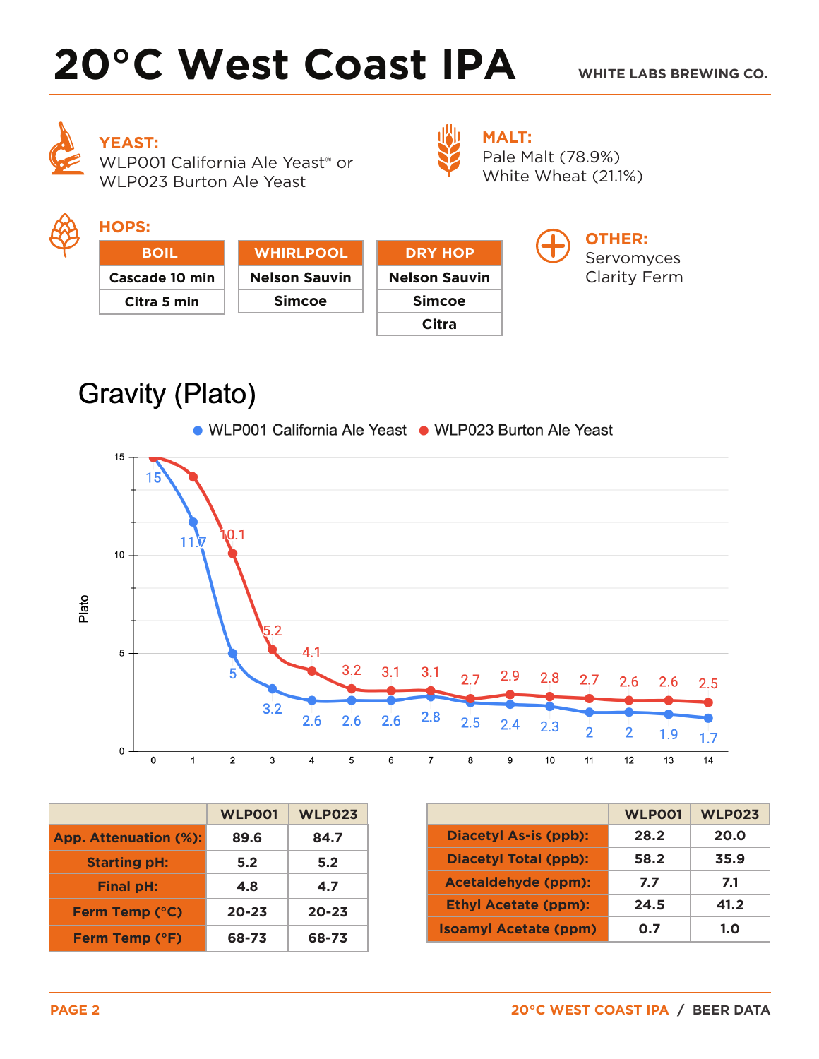# 20°C West Coast IPA

WHITE LABS BREWING CO.

**YEAST:**
WLP001 California Ale Yeast® or
WLP023 Burton Ale Yeast

**MALT:**
Pale Malt (78.9%)
White Wheat (21.1%)

**HOPS:**

| BOIL |
|---|
| Cascade 10 min |
| Citra 5 min |

| WHIRLPOOL |
|---|
| Nelson Sauvin |
| Simcoe |

| DRY HOP |
|---|
| Nelson Sauvin |
| Simcoe |
| Citra |

**OTHER:**
Servomyces
Clarity Ferm

## Gravity (Plato)

WLP001 California Ale Yeast
WLP023 Burton Ale Yeast

Plato

15
10
5
0

0 1 2 3 4 5 6 7 8 9 10 11 12 13 14

WLP001: 15, 11.7, 5, 3.2, 2.6, 2.6, 2.6, 2.8, 2.5, 2.4, 2.3, 2, 2, 1.9, 1.7

WLP023: 10.1, 5.2, 4.1, 3.2, 3.1, 3.1, 2.7, 2.9, 2.8, 2.7, 2.6, 2.6, 2.5

| | WLP001 | WLP023 |
|---|---|---|
| App. Attenuation (%): | 89.6 | 84.7 |
| Starting pH: | 5.2 | 5.2 |
| Final pH: | 4.8 | 4.7 |
| Ferm Temp (°C) | 20-23 | 20-23 |
| Ferm Temp (°F) | 68-73 | 68-73 |

| | WLP001 | WLP023 |
|---|---|---|
| Diacetyl As-is (ppb): | 28.2 | 20.0 |
| Diacetyl Total (ppb): | 58.2 | 35.9 |
| Acetaldehyde (ppm): | 7.7 | 7.1 |
| Ethyl Acetate (ppm): | 24.5 | 41.2 |
| Isoamyl Acetate (ppm) | 0.7 | 1.0 |